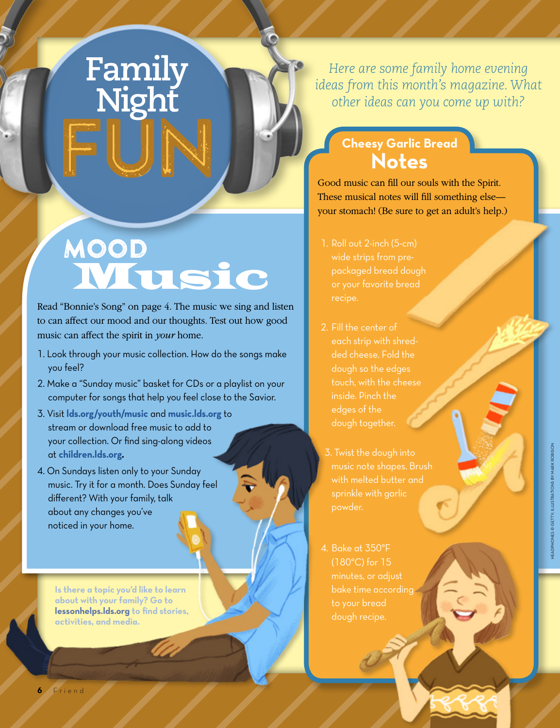# Family Night FUN

*Here are some family home evening ideas from this month's magazine. What other ideas can you come up with?*

## MOOD Music

Read "Bonnie's Song" on page 4. The music we sing and listen to can affect our mood and our thoughts. Test out how good music can affect the spirit in *your* home.

1. Look through your music collection. How do the songs make you feel?
2. Make a "Sunday music" basket for CDs or a playlist on your computer for songs that help you feel close to the Savior.
3. Visit **lds.org/youth/music** and **music.lds.org** to stream or download free music to add to your collection. Or find sing-along videos at **children.lds.org**.
4. On Sundays listen only to your Sunday music. Try it for a month. Does Sunday feel different? With your family, talk about any changes you've noticed in your home.

Is there a topic you'd like to learn about with your family? Go to **lessonhelps.lds.org** to find stories, activities, and media.

## Cheesy Garlic Bread Notes

Good music can fill our souls with the Spirit. These musical notes will fill something else—your stomach! (Be sure to get an adult's help.)

1. Roll out 2-inch (5-cm) wide strips from pre-packaged bread dough or your favorite bread recipe.
2. Fill the center of each strip with shredded cheese. Fold the dough so the edges touch, with the cheese inside. Pinch the edges of the dough together.
3. Twist the dough into music note shapes. Brush with melted butter and sprinkle with garlic powder.
4. Bake at 350°F (180°C) for 15 minutes, or adjust bake time according to your bread dough recipe.

HEADPHONES © GETTY; ILLUSTRATIONS BY MARK ROBISON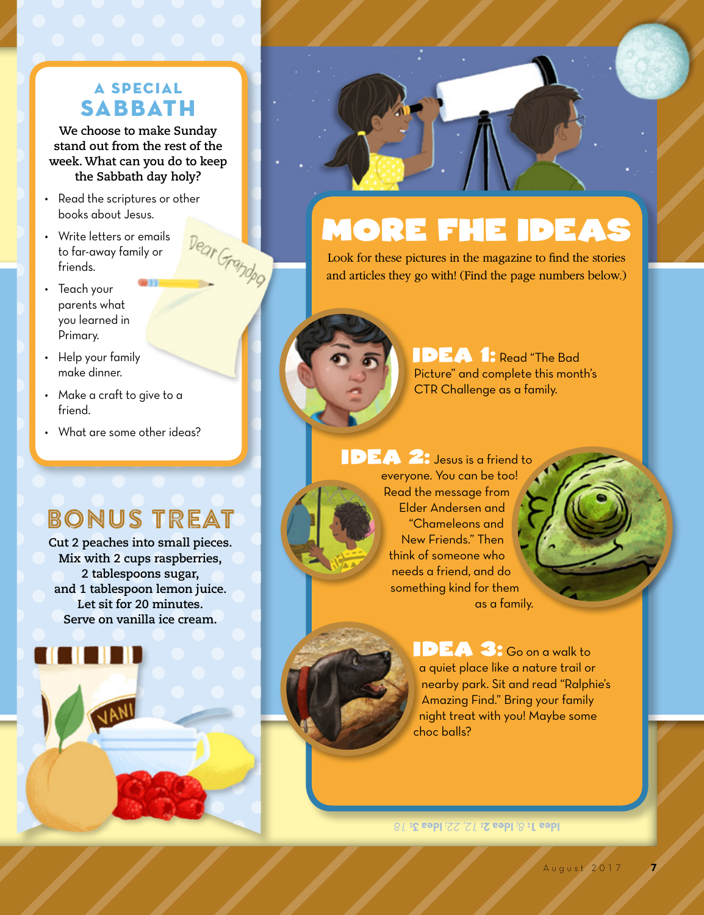## A Special Sabbath

We choose to make Sunday stand out from the rest of the week. What can you do to keep the Sabbath day holy?

- Read the scriptures or other books about Jesus.
- Write letters or emails to far-away family or friends.
- Teach your parents what you learned in Primary.
- Help your family make dinner.
- Make a craft to give to a friend.
- What are some other ideas?

## Bonus Treat

Cut 2 peaches into small pieces. Mix with 2 cups raspberries, 2 tablespoons sugar, and 1 tablespoon lemon juice. Let sit for 20 minutes. Serve on vanilla ice cream.

# More FHE Ideas

Look for these pictures in the magazine to find the stories and articles they go with! (Find the page numbers below.)

**IDEA 1:** Read "The Bad Picture" and complete this month's CTR Challenge as a family.

**IDEA 2:** Jesus is a friend to everyone. You can be too! Read the message from Elder Andersen and "Chameleons and New Friends." Then think of someone who needs a friend, and do something kind for them as a family.

**IDEA 3:** Go on a walk to a quiet place like a nature trail or nearby park. Sit and read "Ralphie's Amazing Find." Bring your family night treat with you! Maybe some choc balls?

**Idea 1:** 8; **Idea 2:** 12, 22; **Idea 3:** 18